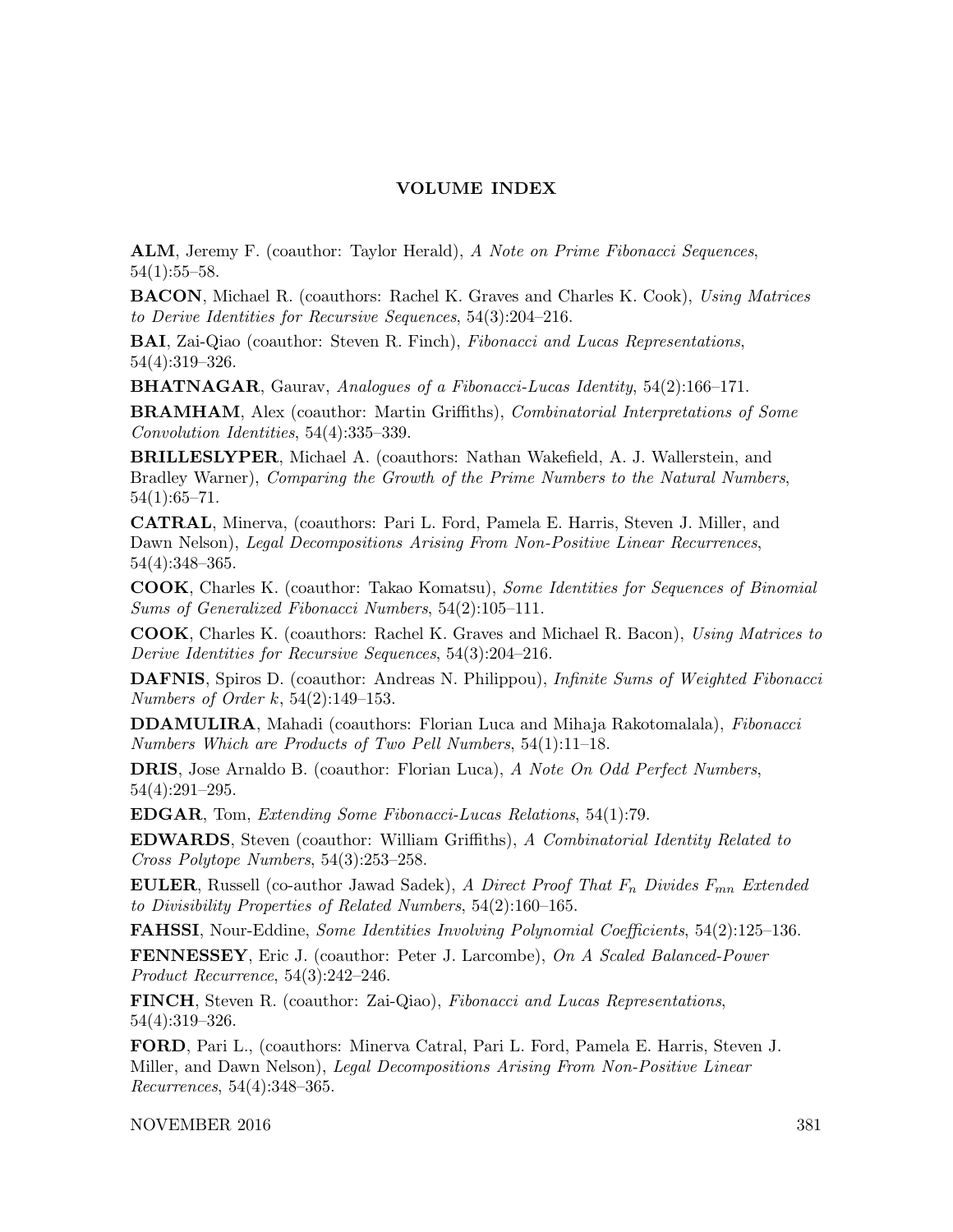## VOLUME INDEX

**ALM**, Jeremy F. (coauthor: Taylor Herald), *A Note on Prime Fibonacci Sequences*, 54(1):55–58.

**BACON**, Michael R. (coauthors: Rachel K. Graves and Charles K. Cook), *Using Matrices to Derive Identities for Recursive Sequences*, 54(3):204–216.

**BAI**, Zai-Qiao (coauthor: Steven R. Finch), *Fibonacci and Lucas Representations*, 54(4):319–326.

**BHATNAGAR**, Gaurav, *Analogues of a Fibonacci-Lucas Identity*, 54(2):166–171.

**BRAMHAM**, Alex (coauthor: Martin Griffiths), *Combinatorial Interpretations of Some Convolution Identities*, 54(4):335–339.

**BRILLESLYPER**, Michael A. (coauthors: Nathan Wakefield, A. J. Wallerstein, and Bradley Warner), *Comparing the Growth of the Prime Numbers to the Natural Numbers*, 54(1):65–71.

**CATRAL**, Minerva, (coauthors: Pari L. Ford, Pamela E. Harris, Steven J. Miller, and Dawn Nelson), *Legal Decompositions Arising From Non-Positive Linear Recurrences*, 54(4):348–365.

**COOK**, Charles K. (coauthor: Takao Komatsu), *Some Identities for Sequences of Binomial Sums of Generalized Fibonacci Numbers*, 54(2):105–111.

**COOK**, Charles K. (coauthors: Rachel K. Graves and Michael R. Bacon), *Using Matrices to Derive Identities for Recursive Sequences*, 54(3):204–216.

**DAFNIS**, Spiros D. (coauthor: Andreas N. Philippou), *Infinite Sums of Weighted Fibonacci Numbers of Order k*, 54(2):149–153.

**DDAMULIRA**, Mahadi (coauthors: Florian Luca and Mihaja Rakotomalala), *Fibonacci Numbers Which are Products of Two Pell Numbers*, 54(1):11–18.

**DRIS**, Jose Arnaldo B. (coauthor: Florian Luca), *A Note On Odd Perfect Numbers*, 54(4):291–295.

**EDGAR**, Tom, *Extending Some Fibonacci-Lucas Relations*, 54(1):79.

**EDWARDS**, Steven (coauthor: William Griffiths), *A Combinatorial Identity Related to Cross Polytope Numbers*, 54(3):253–258.

**EULER**, Russell (co-author Jawad Sadek), *A Direct Proof That $F_n$ Divides $F_{mn}$ Extended to Divisibility Properties of Related Numbers*, 54(2):160–165.

**FAHSSI**, Nour-Eddine, *Some Identities Involving Polynomial Coefficients*, 54(2):125–136.

**FENNESSEY**, Eric J. (coauthor: Peter J. Larcombe), *On A Scaled Balanced-Power Product Recurrence*, 54(3):242–246.

**FINCH**, Steven R. (coauthor: Zai-Qiao), *Fibonacci and Lucas Representations*, 54(4):319–326.

**FORD**, Pari L., (coauthors: Minerva Catral, Pari L. Ford, Pamela E. Harris, Steven J. Miller, and Dawn Nelson), *Legal Decompositions Arising From Non-Positive Linear Recurrences*, 54(4):348–365.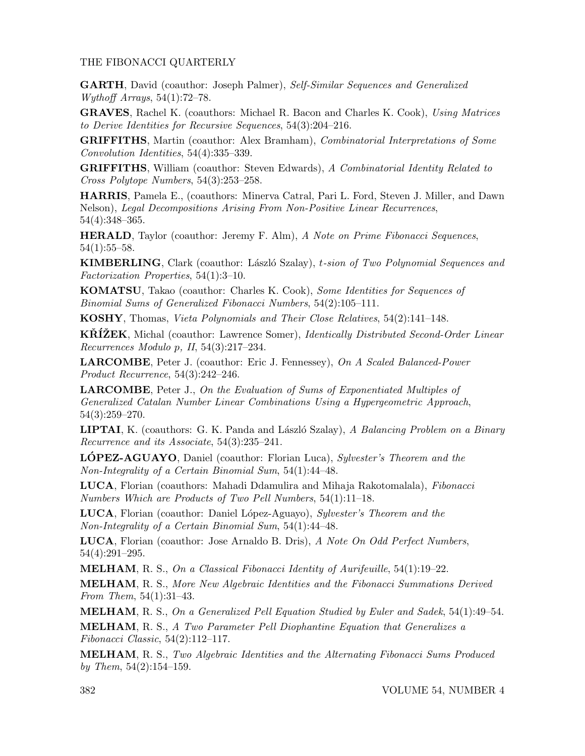**GARTH**, David (coauthor: Joseph Palmer), *Self-Similar Sequences and Generalized Wythoff Arrays*, 54(1):72–78.

**GRAVES**, Rachel K. (coauthors: Michael R. Bacon and Charles K. Cook), *Using Matrices to Derive Identities for Recursive Sequences*, 54(3):204–216.

**GRIFFITHS**, Martin (coauthor: Alex Bramham), *Combinatorial Interpretations of Some Convolution Identities*, 54(4):335–339.

**GRIFFITHS**, William (coauthor: Steven Edwards), *A Combinatorial Identity Related to Cross Polytope Numbers*, 54(3):253–258.

**HARRIS**, Pamela E., (coauthors: Minerva Catral, Pari L. Ford, Steven J. Miller, and Dawn Nelson), *Legal Decompositions Arising From Non-Positive Linear Recurrences*, 54(4):348–365.

**HERALD**, Taylor (coauthor: Jeremy F. Alm), *A Note on Prime Fibonacci Sequences*, 54(1):55–58.

**KIMBERLING**, Clark (coauthor: László Szalay), *t-sion of Two Polynomial Sequences and Factorization Properties*, 54(1):3–10.

**KOMATSU**, Takao (coauthor: Charles K. Cook), *Some Identities for Sequences of Binomial Sums of Generalized Fibonacci Numbers*, 54(2):105–111.

**KOSHY**, Thomas, *Vieta Polynomials and Their Close Relatives*, 54(2):141–148.

**KŘÍŽEK**, Michal (coauthor: Lawrence Somer), *Identically Distributed Second-Order Linear Recurrences Modulo p, II*, 54(3):217–234.

**LARCOMBE**, Peter J. (coauthor: Eric J. Fennessey), *On A Scaled Balanced-Power Product Recurrence*, 54(3):242–246.

**LARCOMBE**, Peter J., *On the Evaluation of Sums of Exponentiated Multiples of Generalized Catalan Number Linear Combinations Using a Hypergeometric Approach*, 54(3):259–270.

**LIPTAI**, K. (coauthors: G. K. Panda and László Szalay), *A Balancing Problem on a Binary Recurrence and its Associate*, 54(3):235–241.

**LÓPEZ-AGUAYO**, Daniel (coauthor: Florian Luca), *Sylvester's Theorem and the Non-Integrality of a Certain Binomial Sum*, 54(1):44–48.

**LUCA**, Florian (coauthors: Mahadi Ddamulira and Mihaja Rakotomalala), *Fibonacci Numbers Which are Products of Two Pell Numbers*, 54(1):11–18.

**LUCA**, Florian (coauthor: Daniel López-Aguayo), *Sylvester's Theorem and the Non-Integrality of a Certain Binomial Sum*, 54(1):44–48.

**LUCA**, Florian (coauthor: Jose Arnaldo B. Dris), *A Note On Odd Perfect Numbers*, 54(4):291–295.

**MELHAM**, R. S., *On a Classical Fibonacci Identity of Aurifeuille*, 54(1):19–22.

**MELHAM**, R. S., *More New Algebraic Identities and the Fibonacci Summations Derived From Them*, 54(1):31–43.

**MELHAM**, R. S., *On a Generalized Pell Equation Studied by Euler and Sadek*, 54(1):49–54.

**MELHAM**, R. S., *A Two Parameter Pell Diophantine Equation that Generalizes a Fibonacci Classic*, 54(2):112–117.

**MELHAM**, R. S., *Two Algebraic Identities and the Alternating Fibonacci Sums Produced by Them*, 54(2):154–159.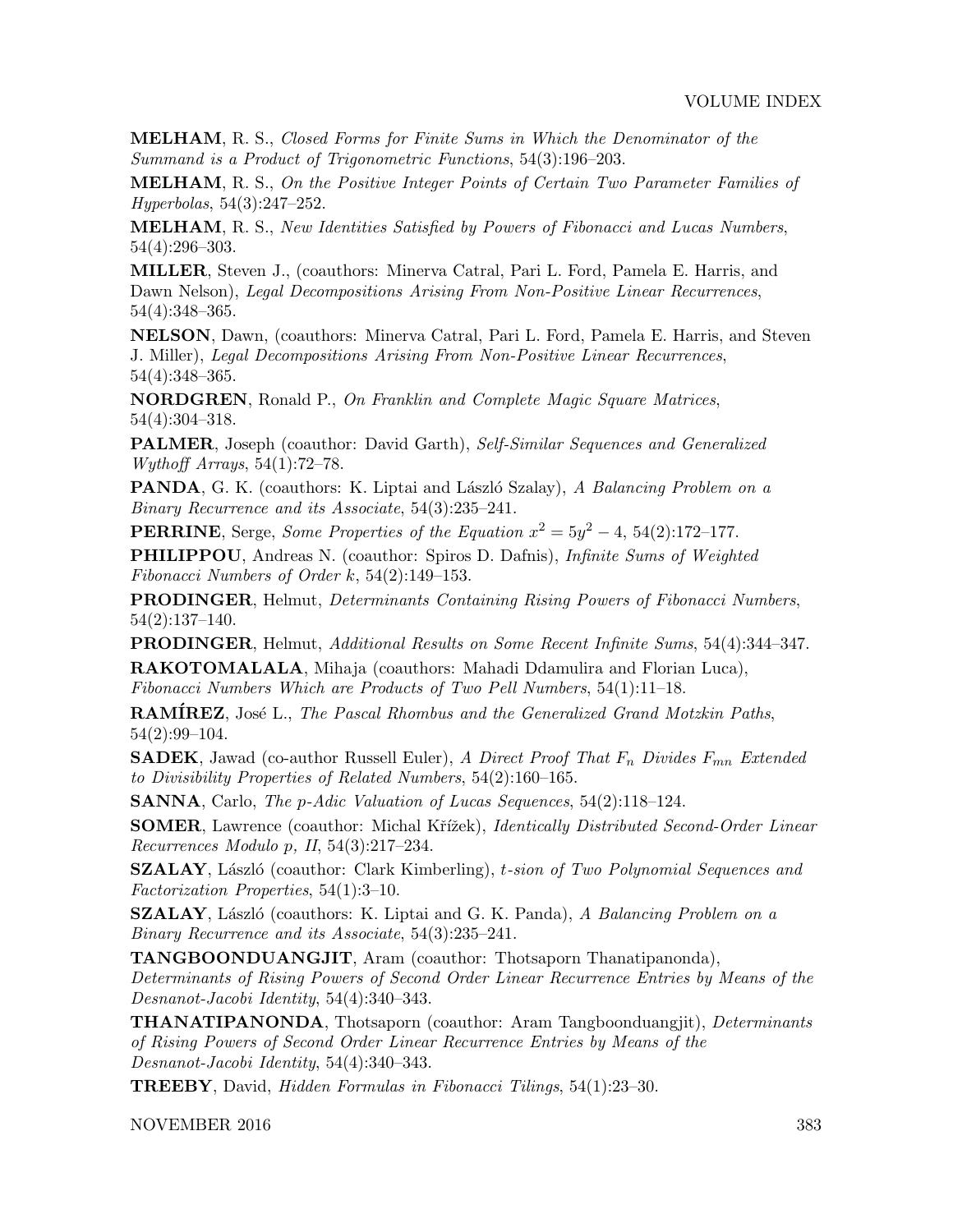**MELHAM**, R. S., *Closed Forms for Finite Sums in Which the Denominator of the Summand is a Product of Trigonometric Functions*, 54(3):196–203.

**MELHAM**, R. S., *On the Positive Integer Points of Certain Two Parameter Families of Hyperbolas*, 54(3):247–252.

**MELHAM**, R. S., *New Identities Satisfied by Powers of Fibonacci and Lucas Numbers*, 54(4):296–303.

**MILLER**, Steven J., (coauthors: Minerva Catral, Pari L. Ford, Pamela E. Harris, and Dawn Nelson), *Legal Decompositions Arising From Non-Positive Linear Recurrences*, 54(4):348–365.

**NELSON**, Dawn, (coauthors: Minerva Catral, Pari L. Ford, Pamela E. Harris, and Steven J. Miller), *Legal Decompositions Arising From Non-Positive Linear Recurrences*, 54(4):348–365.

**NORDGREN**, Ronald P., *On Franklin and Complete Magic Square Matrices*, 54(4):304–318.

**PALMER**, Joseph (coauthor: David Garth), *Self-Similar Sequences and Generalized Wythoff Arrays*, 54(1):72–78.

**PANDA**, G. K. (coauthors: K. Liptai and László Szalay), *A Balancing Problem on a Binary Recurrence and its Associate*, 54(3):235–241.

**PERRINE**, Serge, *Some Properties of the Equation* $x^2 = 5y^2 - 4$, 54(2):172–177.

**PHILIPPOU**, Andreas N. (coauthor: Spiros D. Dafnis), *Infinite Sums of Weighted Fibonacci Numbers of Order* $k$, 54(2):149–153.

**PRODINGER**, Helmut, *Determinants Containing Rising Powers of Fibonacci Numbers*, 54(2):137–140.

**PRODINGER**, Helmut, *Additional Results on Some Recent Infinite Sums*, 54(4):344–347.

**RAKOTOMALALA**, Mihaja (coauthors: Mahadi Ddamulira and Florian Luca), *Fibonacci Numbers Which are Products of Two Pell Numbers*, 54(1):11–18.

**RAMÍREZ**, José L., *The Pascal Rhombus and the Generalized Grand Motzkin Paths*, 54(2):99–104.

**SADEK**, Jawad (co-author Russell Euler), *A Direct Proof That* $F_n$ *Divides* $F_{mn}$ *Extended to Divisibility Properties of Related Numbers*, 54(2):160–165.

**SANNA**, Carlo, *The p-Adic Valuation of Lucas Sequences*, 54(2):118–124.

**SOMER**, Lawrence (coauthor: Michal Křížek), *Identically Distributed Second-Order Linear Recurrences Modulo p, II*, 54(3):217–234.

**SZALAY**, László (coauthor: Clark Kimberling), *t-sion of Two Polynomial Sequences and Factorization Properties*, 54(1):3–10.

**SZALAY**, László (coauthors: K. Liptai and G. K. Panda), *A Balancing Problem on a Binary Recurrence and its Associate*, 54(3):235–241.

**TANGBOONDUANGJIT**, Aram (coauthor: Thotsaporn Thanatipanonda), *Determinants of Rising Powers of Second Order Linear Recurrence Entries by Means of the Desnanot-Jacobi Identity*, 54(4):340–343.

**THANATIPANONDA**, Thotsaporn (coauthor: Aram Tangboonduangjit), *Determinants of Rising Powers of Second Order Linear Recurrence Entries by Means of the Desnanot-Jacobi Identity*, 54(4):340–343.

**TREEBY**, David, *Hidden Formulas in Fibonacci Tilings*, 54(1):23–30.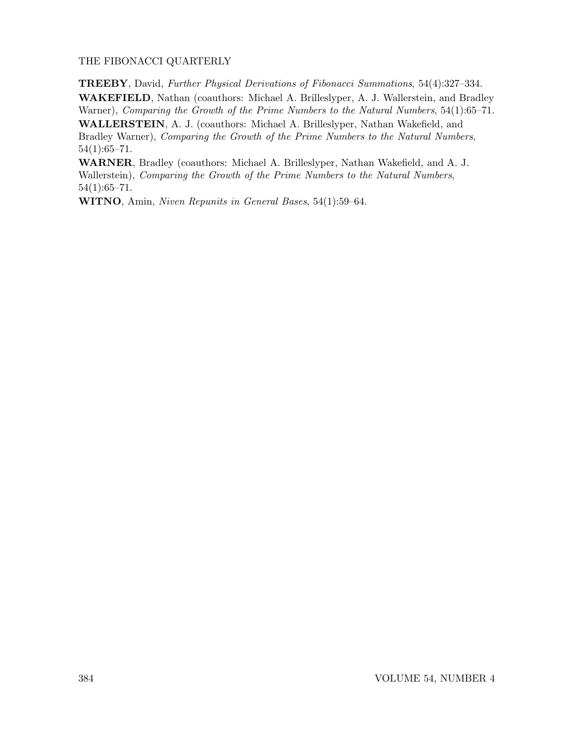**TREEBY**, David, *Further Physical Derivations of Fibonacci Summations*, 54(4):327–334.

**WAKEFIELD**, Nathan (coauthors: Michael A. Brilleslyper, A. J. Wallerstein, and Bradley Warner), *Comparing the Growth of the Prime Numbers to the Natural Numbers*, 54(1):65–71.

**WALLERSTEIN**, A. J. (coauthors: Michael A. Brilleslyper, Nathan Wakefield, and Bradley Warner), *Comparing the Growth of the Prime Numbers to the Natural Numbers*, 54(1):65–71.

**WARNER**, Bradley (coauthors: Michael A. Brilleslyper, Nathan Wakefield, and A. J. Wallerstein), *Comparing the Growth of the Prime Numbers to the Natural Numbers*, 54(1):65–71.

**WITNO**, Amin, *Niven Repunits in General Bases*, 54(1):59–64.